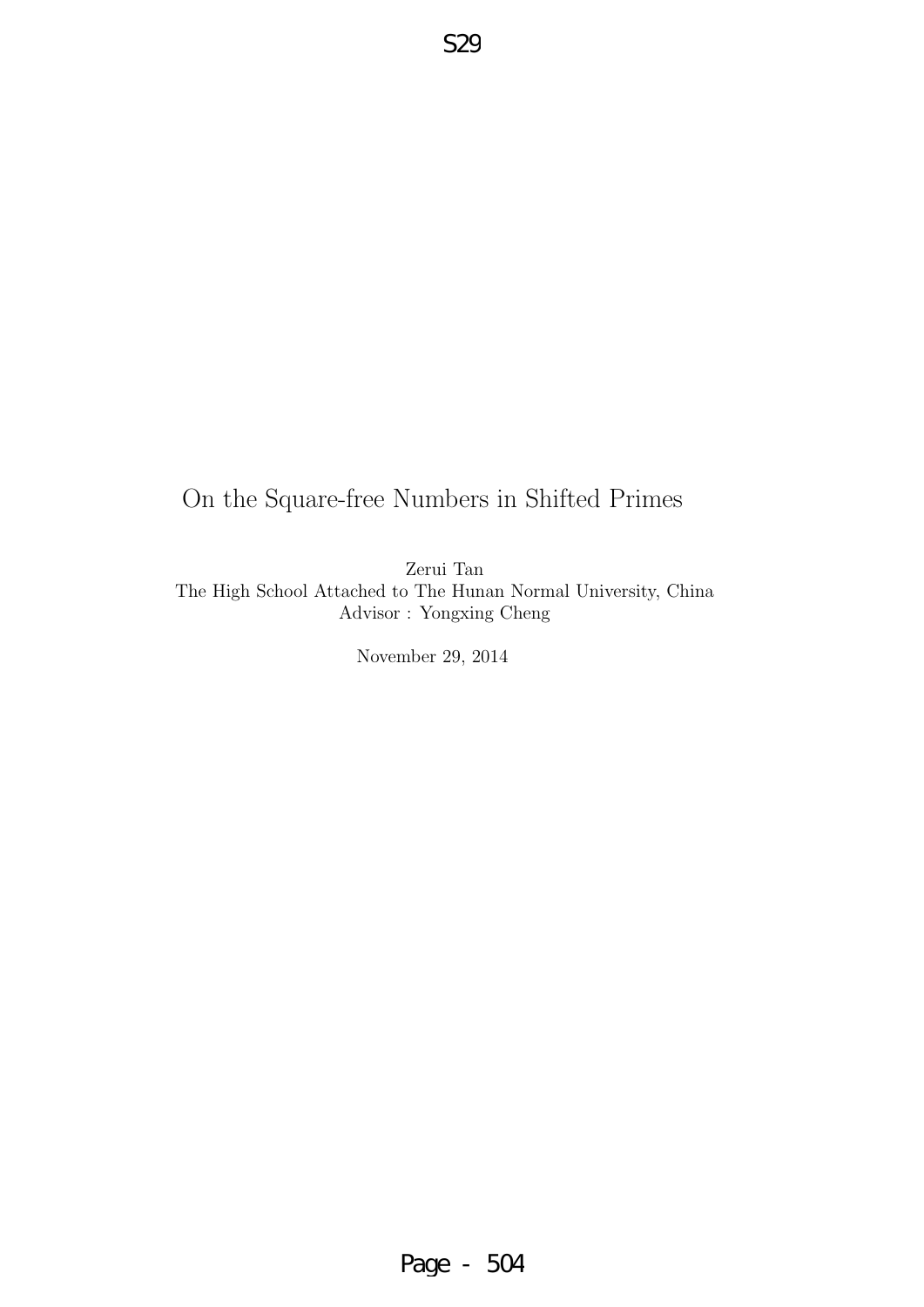# On the Square-free Numbers in Shifted Primes

Zerui Tan
The High School Attached to The Hunan Normal University, China
Advisor : Yongxing Cheng

November 29, 2014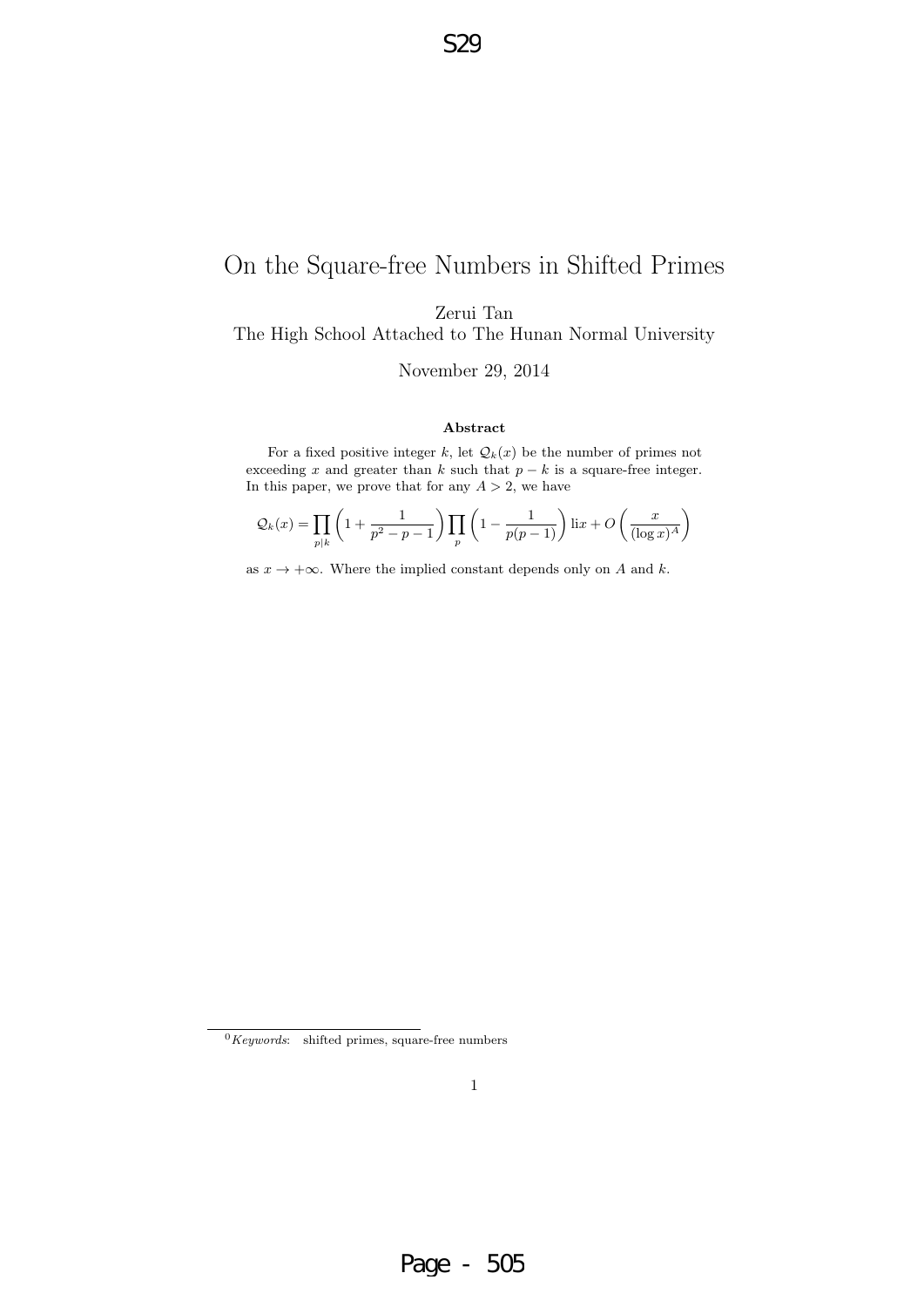# On the Square-free Numbers in Shifted Primes

Zerui Tan
The High School Attached to The Hunan Normal University

November 29, 2014

**Abstract**

For a fixed positive integer $k$, let $\mathcal{Q}_k(x)$ be the number of primes not exceeding $x$ and greater than $k$ such that $p - k$ is a square-free integer. In this paper, we prove that for any $A > 2$, we have

$$\mathcal{Q}_k(x) = \prod_{p \mid k} \left(1 + \frac{1}{p^2 - p - 1}\right) \prod_{p} \left(1 - \frac{1}{p(p-1)}\right) \mathrm{li}x + O\left(\frac{x}{(\log x)^A}\right)$$

as $x \to +\infty$. Where the implied constant depends only on $A$ and $k$.

[0] *Keywords*: shifted primes, square-free numbers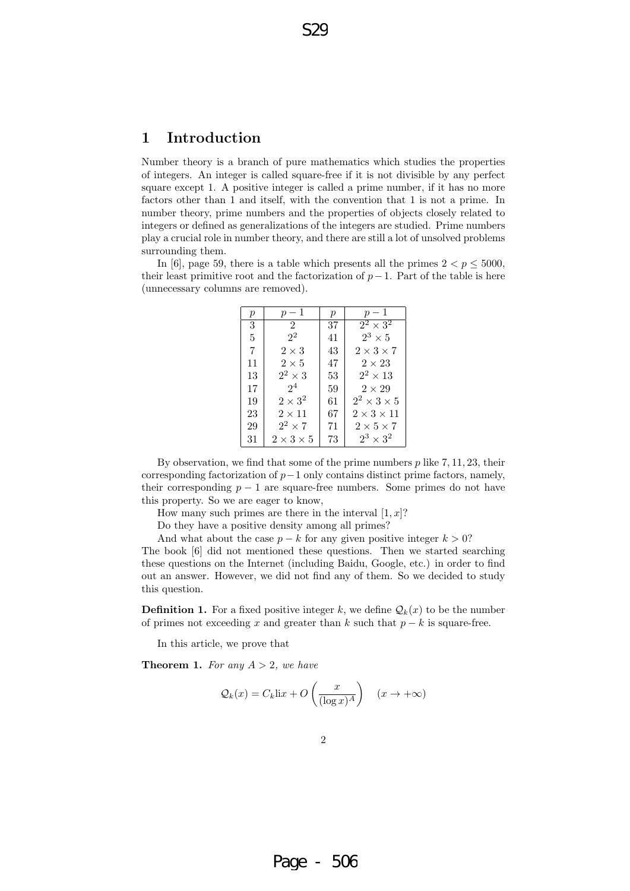# 1 Introduction

Number theory is a branch of pure mathematics which studies the properties of integers. An integer is called square-free if it is not divisible by any perfect square except 1. A positive integer is called a prime number, if it has no more factors other than 1 and itself, with the convention that 1 is not a prime. In number theory, prime numbers and the properties of objects closely related to integers or defined as generalizations of the integers are studied. Prime numbers play a crucial role in number theory, and there are still a lot of unsolved problems surrounding them.

In [6], page 59, there is a table which presents all the primes $2 < p \le 5000$, their least primitive root and the factorization of $p-1$. Part of the table is here (unnecessary columns are removed).

| $p$ | $p-1$ | $p$ | $p-1$ |
|---|---|---|---|
| 3 | $2$ | 37 | $2^2 \times 3^2$ |
| 5 | $2^2$ | 41 | $2^3 \times 5$ |
| 7 | $2 \times 3$ | 43 | $2 \times 3 \times 7$ |
| 11 | $2 \times 5$ | 47 | $2 \times 23$ |
| 13 | $2^2 \times 3$ | 53 | $2^2 \times 13$ |
| 17 | $2^4$ | 59 | $2 \times 29$ |
| 19 | $2 \times 3^2$ | 61 | $2^2 \times 3 \times 5$ |
| 23 | $2 \times 11$ | 67 | $2 \times 3 \times 11$ |
| 29 | $2^2 \times 7$ | 71 | $2 \times 5 \times 7$ |
| 31 | $2 \times 3 \times 5$ | 73 | $2^3 \times 3^2$ |

By observation, we find that some of the prime numbers $p$ like $7, 11, 23$, their corresponding factorization of $p-1$ only contains distinct prime factors, namely, their corresponding $p-1$ are square-free numbers. Some primes do not have this property. So we are eager to know,

How many such primes are there in the interval $[1, x]$?

Do they have a positive density among all primes?

And what about the case $p-k$ for any given positive integer $k > 0$?

The book [6] did not mentioned these questions. Then we started searching these questions on the Internet (including Baidu, Google, etc.) in order to find out an answer. However, we did not find any of them. So we decided to study this question.

**Definition 1.** For a fixed positive integer $k$, we define $\mathcal{Q}_k(x)$ to be the number of primes not exceeding $x$ and greater than $k$ such that $p-k$ is square-free.

In this article, we prove that

**Theorem 1.** *For any $A > 2$, we have*

$$\mathcal{Q}_k(x) = C_k \mathrm{li} x + O\left(\frac{x}{(\log x)^A}\right) \quad (x \to +\infty)$$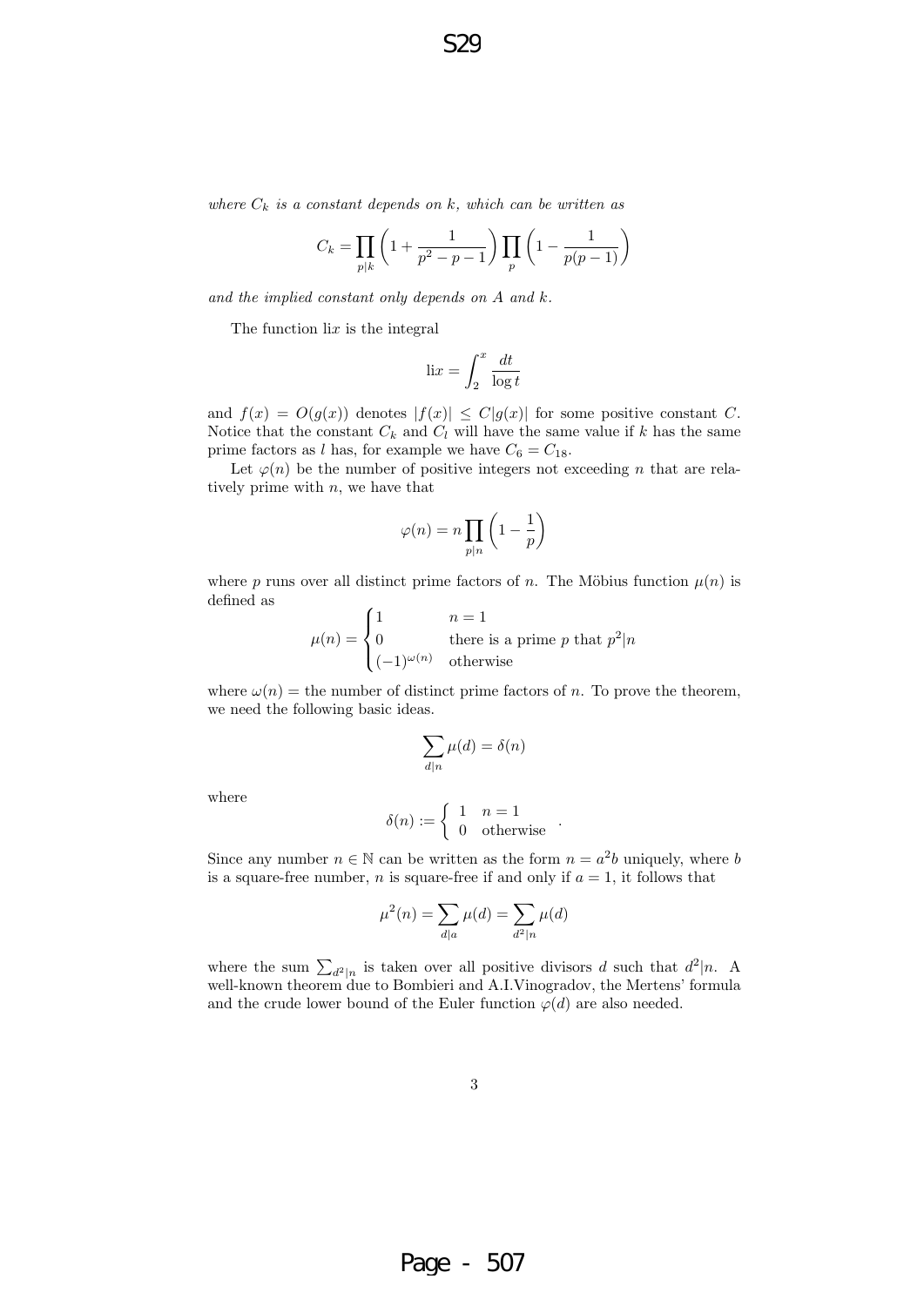*where $C_k$ is a constant depends on $k$, which can be written as*

$$C_k = \prod_{p|k}\left(1+\frac{1}{p^2-p-1}\right)\prod_{p}\left(1-\frac{1}{p(p-1)}\right)$$

*and the implied constant only depends on $A$ and $k$.*

The function li$x$ is the integral

$$\text{li}x = \int_2^x \frac{dt}{\log t}$$

and $f(x) = O(g(x))$ denotes $|f(x)| \le C|g(x)|$ for some positive constant $C$. Notice that the constant $C_k$ and $C_l$ will have the same value if $k$ has the same prime factors as $l$ has, for example we have $C_6 = C_{18}$.

Let $\varphi(n)$ be the number of positive integers not exceeding $n$ that are relatively prime with $n$, we have that

$$\varphi(n) = n\prod_{p|n}\left(1-\frac{1}{p}\right)$$

where $p$ runs over all distinct prime factors of $n$. The Möbius function $\mu(n)$ is defined as

$$\mu(n) = \begin{cases} 1 & n = 1 \\ 0 & \text{there is a prime } p \text{ that } p^2|n \\ (-1)^{\omega(n)} & \text{otherwise} \end{cases}$$

where $\omega(n) =$ the number of distinct prime factors of $n$. To prove the theorem, we need the following basic ideas.

$$\sum_{d|n}\mu(d) = \delta(n)$$

where

$$\delta(n) := \left\{ \begin{array}{ll} 1 & n = 1 \\ 0 & \text{otherwise} \end{array} \right. .$$

Since any number $n \in \mathbb{N}$ can be written as the form $n = a^2b$ uniquely, where $b$ is a square-free number, $n$ is square-free if and only if $a = 1$, it follows that

$$\mu^2(n) = \sum_{d|a}\mu(d) = \sum_{d^2|n}\mu(d)$$

where the sum $\sum_{d^2|n}$ is taken over all positive divisors $d$ such that $d^2|n$. A well-known theorem due to Bombieri and A.I.Vinogradov, the Mertens' formula and the crude lower bound of the Euler function $\varphi(d)$ are also needed.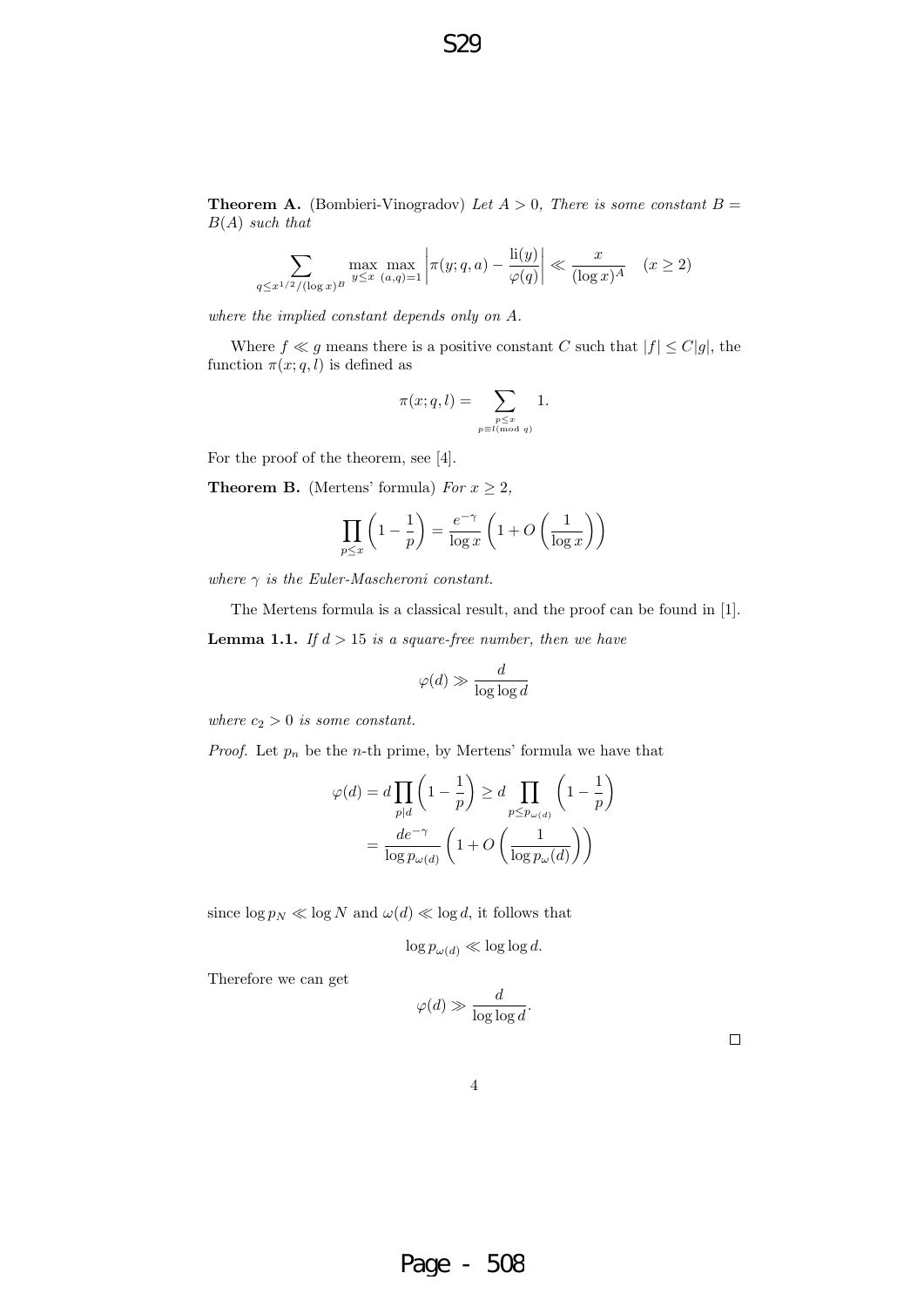**Theorem A.** (Bombieri-Vinogradov) *Let $A > 0$, There is some constant $B = B(A)$ such that*

$$\sum_{q \le x^{1/2}/(\log x)^B} \max_{y \le x} \max_{(a,q)=1} \left| \pi(y; q, a) - \frac{\mathrm{li}(y)}{\varphi(q)} \right| \ll \frac{x}{(\log x)^A} \quad (x \ge 2)$$

*where the implied constant depends only on $A$.*

Where $f \ll g$ means there is a positive constant $C$ such that $|f| \le C|g|$, the function $\pi(x; q, l)$ is defined as

$$\pi(x; q, l) = \sum_{\substack{p \le x \\ p \equiv l (\mathrm{mod}\ q)}} 1.$$

For the proof of the theorem, see [4].

**Theorem B.** (Mertens' formula) *For $x \ge 2$,*

$$\prod_{p \le x} \left(1 - \frac{1}{p}\right) = \frac{e^{-\gamma}}{\log x} \left(1 + O\left(\frac{1}{\log x}\right)\right)$$

*where $\gamma$ is the Euler-Mascheroni constant.*

The Mertens formula is a classical result, and the proof can be found in [1].

**Lemma 1.1.** *If $d > 15$ is a square-free number, then we have*

$$\varphi(d) \gg \frac{d}{\log \log d}$$

*where $c_2 > 0$ is some constant.*

*Proof.* Let $p_n$ be the $n$-th prime, by Mertens' formula we have that

$$\begin{aligned}
\varphi(d) = d \prod_{p|d} \left(1 - \frac{1}{p}\right) &\ge d \prod_{p \le p_{\omega(d)}} \left(1 - \frac{1}{p}\right) \\
&= \frac{de^{-\gamma}}{\log p_{\omega(d)}} \left(1 + O\left(\frac{1}{\log p_\omega(d)}\right)\right)
\end{aligned}$$

since $\log p_N \ll \log N$ and $\omega(d) \ll \log d$, it follows that

$$\log p_{\omega(d)} \ll \log \log d.$$

Therefore we can get

$$\varphi(d) \gg \frac{d}{\log \log d}.$$

□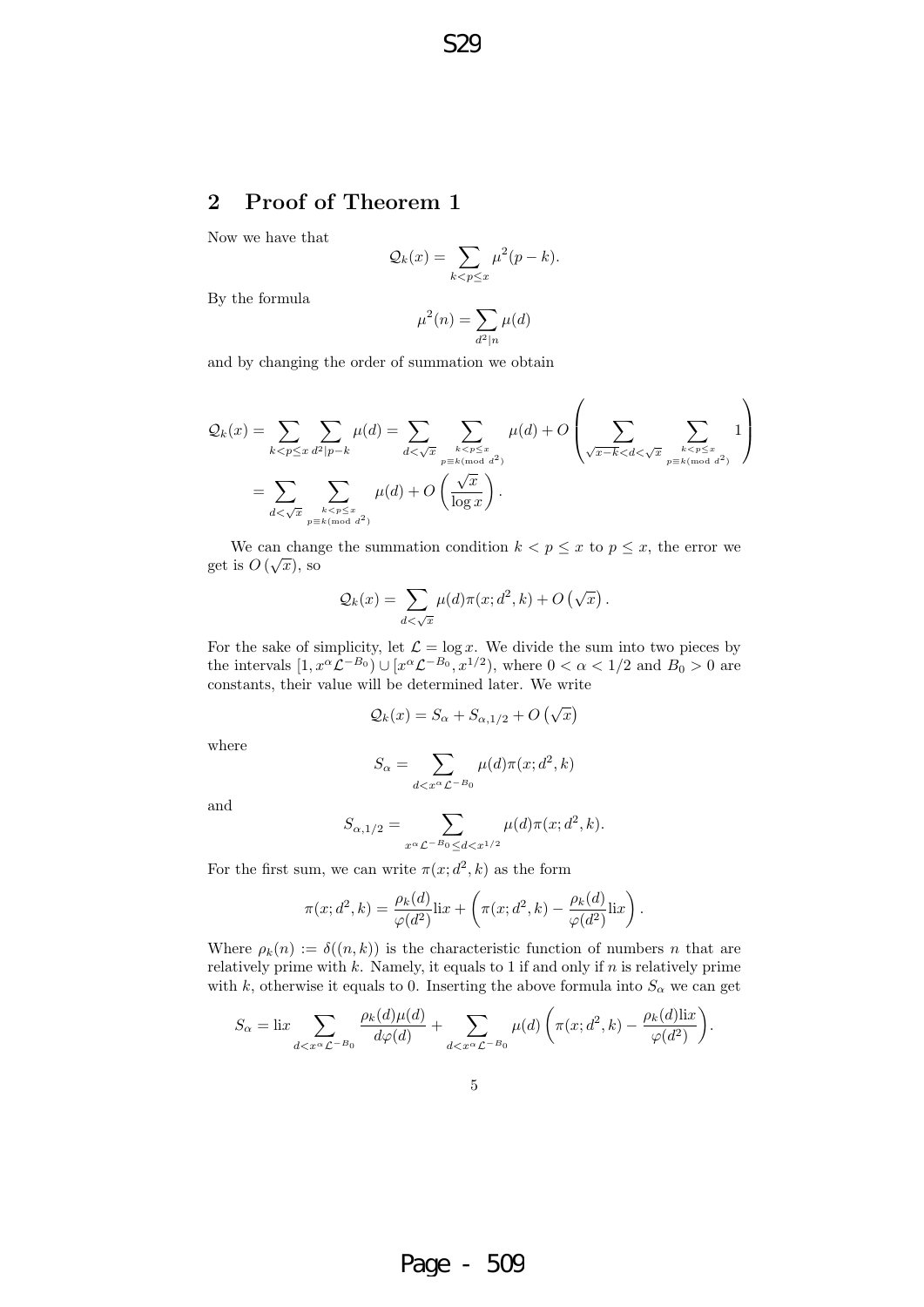## 2 Proof of Theorem 1

Now we have that

$$\mathcal{Q}_k(x) = \sum_{k<p\le x} \mu^2(p-k).$$

By the formula

$$\mu^2(n) = \sum_{d^2|n} \mu(d)$$

and by changing the order of summation we obtain

$$\begin{aligned}
\mathcal{Q}_k(x) &= \sum_{k<p\le x} \sum_{d^2|p-k} \mu(d) = \sum_{d<\sqrt{x}} \sum_{\substack{k<p\le x \\ p\equiv k (\mathrm{mod}\ d^2)}} \mu(d) + O\left( \sum_{\sqrt{x-k}<d<\sqrt{x}} \sum_{\substack{k<p\le x \\ p\equiv k (\mathrm{mod}\ d^2)}} 1 \right) \\
&= \sum_{d<\sqrt{x}} \sum_{\substack{k<p\le x \\ p\equiv k (\mathrm{mod}\ d^2)}} \mu(d) + O\left( \frac{\sqrt{x}}{\log x} \right).
\end{aligned}$$

We can change the summation condition $k < p \le x$ to $p \le x$, the error we get is $O(\sqrt{x})$, so

$$\mathcal{Q}_k(x) = \sum_{d<\sqrt{x}} \mu(d)\pi(x; d^2, k) + O\left(\sqrt{x}\right).$$

For the sake of simplicity, let $\mathcal{L} = \log x$. We divide the sum into two pieces by the intervals $[1, x^{\alpha}\mathcal{L}^{-B_0}) \cup [x^{\alpha}\mathcal{L}^{-B_0}, x^{1/2})$, where $0 < \alpha < 1/2$ and $B_0 > 0$ are constants, their value will be determined later. We write

$$\mathcal{Q}_k(x) = S_{\alpha} + S_{\alpha,1/2} + O\left(\sqrt{x}\right)$$

where

$$S_{\alpha} = \sum_{d<x^{\alpha}\mathcal{L}^{-B_0}} \mu(d)\pi(x; d^2, k)$$

and

$$S_{\alpha,1/2} = \sum_{x^{\alpha}\mathcal{L}^{-B_0}\le d<x^{1/2}} \mu(d)\pi(x; d^2, k).$$

For the first sum, we can write $\pi(x; d^2, k)$ as the form

$$\pi(x; d^2, k) = \frac{\rho_k(d)}{\varphi(d^2)}\mathrm{li}x + \left( \pi(x; d^2, k) - \frac{\rho_k(d)}{\varphi(d^2)}\mathrm{li}x \right).$$

Where $\rho_k(n) := \delta((n,k))$ is the characteristic function of numbers $n$ that are relatively prime with $k$. Namely, it equals to 1 if and only if $n$ is relatively prime with $k$, otherwise it equals to 0. Inserting the above formula into $S_{\alpha}$ we can get

$$S_{\alpha} = \mathrm{li}x \sum_{d<x^{\alpha}\mathcal{L}^{-B_0}} \frac{\rho_k(d)\mu(d)}{d\varphi(d)} + \sum_{d<x^{\alpha}\mathcal{L}^{-B_0}} \mu(d) \left( \pi(x; d^2, k) - \frac{\rho_k(d)\mathrm{li}x}{\varphi(d^2)} \right).$$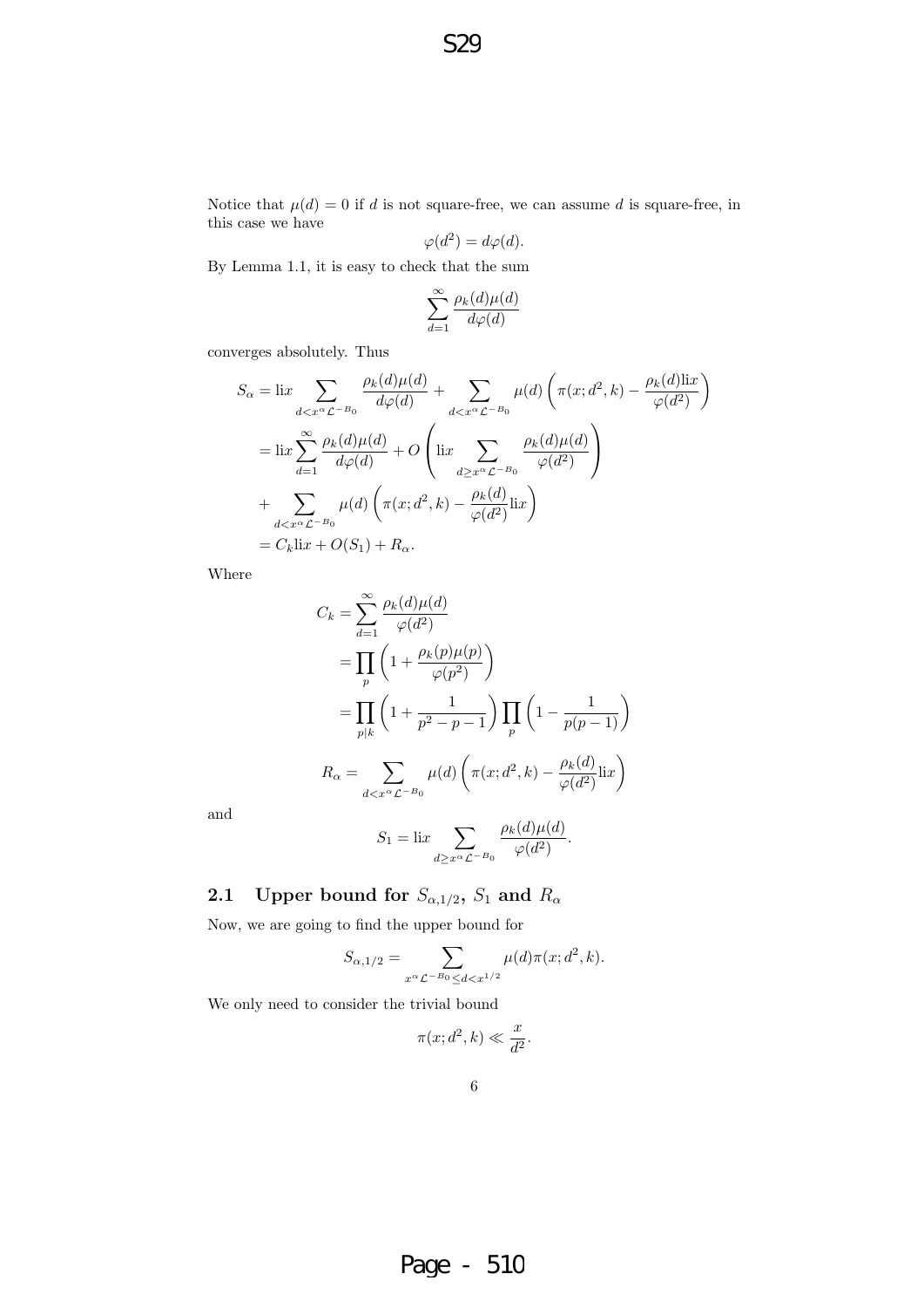Notice that $\mu(d) = 0$ if $d$ is not square-free, we can assume $d$ is square-free, in this case we have

$$\varphi(d^2) = d\varphi(d).$$

By Lemma 1.1, it is easy to check that the sum

$$\sum_{d=1}^{\infty} \frac{\rho_k(d)\mu(d)}{d\varphi(d)}$$

converges absolutely. Thus

$$\begin{aligned}
S_\alpha &= \mathrm{li}x \sum_{d<x^\alpha \mathcal{L}^{-B_0}} \frac{\rho_k(d)\mu(d)}{d\varphi(d)} + \sum_{d<x^\alpha \mathcal{L}^{-B_0}} \mu(d)\left(\pi(x; d^2, k) - \frac{\rho_k(d)\mathrm{li}x}{\varphi(d^2)}\right) \\
&= \mathrm{li}x \sum_{d=1}^{\infty} \frac{\rho_k(d)\mu(d)}{d\varphi(d)} + O\left(\mathrm{li}x \sum_{d\geq x^\alpha \mathcal{L}^{-B_0}} \frac{\rho_k(d)\mu(d)}{\varphi(d^2)}\right) \\
&+ \sum_{d<x^\alpha \mathcal{L}^{-B_0}} \mu(d)\left(\pi(x; d^2, k) - \frac{\rho_k(d)}{\varphi(d^2)}\mathrm{li}x\right) \\
&= C_k \mathrm{li}x + O(S_1) + R_\alpha.
\end{aligned}$$

Where

$$\begin{aligned}
C_k &= \sum_{d=1}^{\infty} \frac{\rho_k(d)\mu(d)}{\varphi(d^2)} \\
&= \prod_p \left(1 + \frac{\rho_k(p)\mu(p)}{\varphi(p^2)}\right) \\
&= \prod_{p|k} \left(1 + \frac{1}{p^2-p-1}\right) \prod_p \left(1 - \frac{1}{p(p-1)}\right)
\end{aligned}$$

$$R_\alpha = \sum_{d<x^\alpha \mathcal{L}^{-B_0}} \mu(d)\left(\pi(x; d^2, k) - \frac{\rho_k(d)}{\varphi(d^2)}\mathrm{li}x\right)$$

and

$$S_1 = \mathrm{li}x \sum_{d\geq x^\alpha \mathcal{L}^{-B_0}} \frac{\rho_k(d)\mu(d)}{\varphi(d^2)}.$$

## 2.1 Upper bound for $S_{\alpha,1/2}$, $S_1$ and $R_\alpha$

Now, we are going to find the upper bound for

$$S_{\alpha,1/2} = \sum_{x^\alpha \mathcal{L}^{-B_0} \leq d < x^{1/2}} \mu(d)\pi(x; d^2, k).$$

We only need to consider the trivial bound

$$\pi(x; d^2, k) \ll \frac{x}{d^2}.$$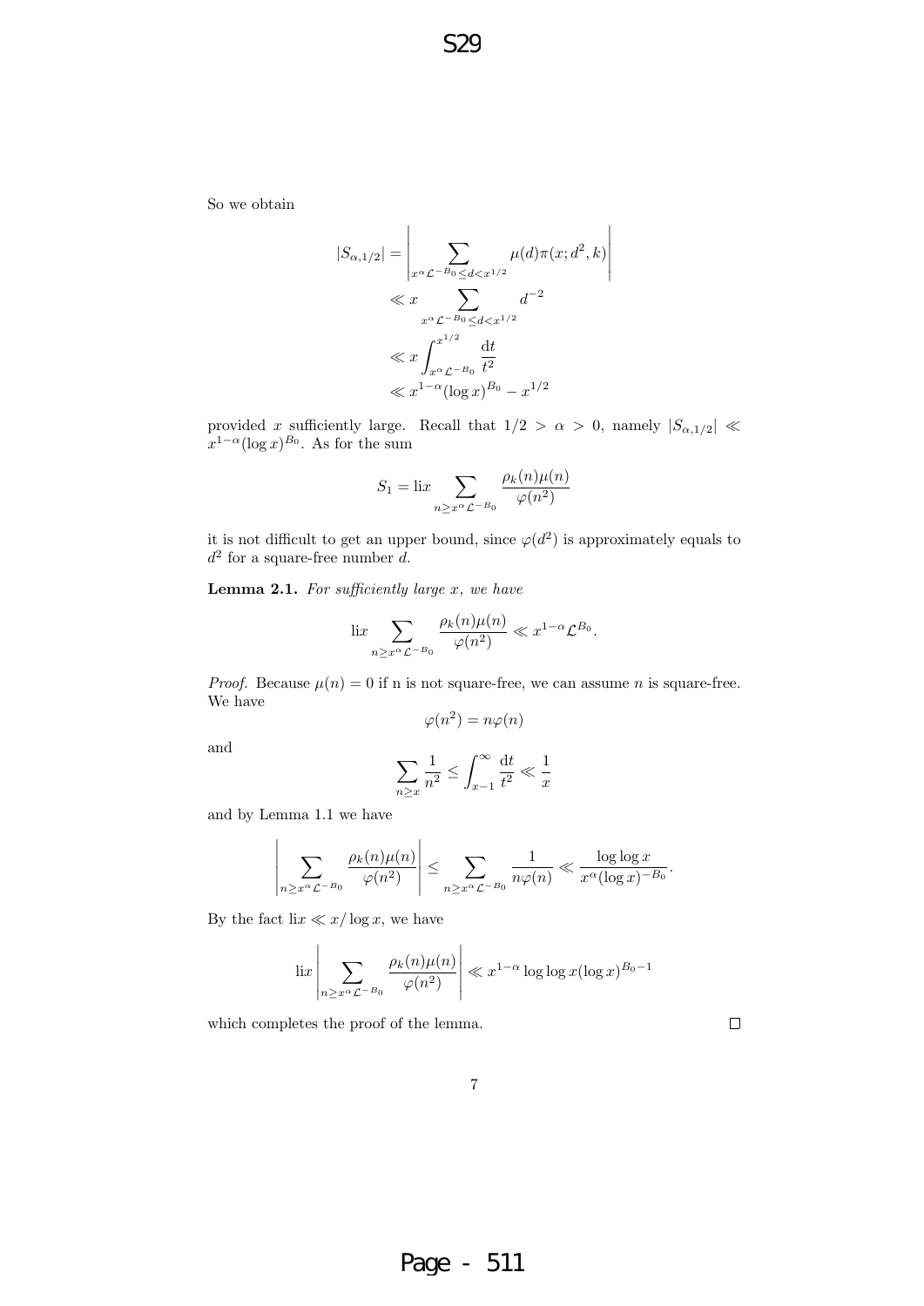So we obtain

$$
\begin{aligned}
|S_{\alpha,1/2}| &= \left| \sum_{x^\alpha \mathcal{L}^{-B_0} \le d < x^{1/2}} \mu(d)\pi(x; d^2, k) \right| \\
&\ll x \sum_{x^\alpha \mathcal{L}^{-B_0} \le d < x^{1/2}} d^{-2} \\
&\ll x \int_{x^\alpha \mathcal{L}^{-B_0}}^{x^{1/2}} \frac{\mathrm{d}t}{t^2} \\
&\ll x^{1-\alpha}(\log x)^{B_0} - x^{1/2}
\end{aligned}
$$

provided $x$ sufficiently large. Recall that $1/2 > \alpha > 0$, namely $|S_{\alpha,1/2}| \ll x^{1-\alpha}(\log x)^{B_0}$. As for the sum

$$
S_1 = \mathrm{li}x \sum_{n \ge x^\alpha \mathcal{L}^{-B_0}} \frac{\rho_k(n)\mu(n)}{\varphi(n^2)}
$$

it is not difficult to get an upper bound, since $\varphi(d^2)$ is approximately equals to $d^2$ for a square-free number $d$.

**Lemma 2.1.** *For sufficiently large $x$, we have*

$$
\mathrm{li}x \sum_{n \ge x^\alpha \mathcal{L}^{-B_0}} \frac{\rho_k(n)\mu(n)}{\varphi(n^2)} \ll x^{1-\alpha}\mathcal{L}^{B_0}.
$$

*Proof.* Because $\mu(n) = 0$ if n is not square-free, we can assume $n$ is square-free. We have

$$
\varphi(n^2) = n\varphi(n)
$$

and

$$
\sum_{n \ge x} \frac{1}{n^2} \le \int_{x-1}^{\infty} \frac{\mathrm{d}t}{t^2} \ll \frac{1}{x}
$$

and by Lemma 1.1 we have

$$
\left| \sum_{n \ge x^\alpha \mathcal{L}^{-B_0}} \frac{\rho_k(n)\mu(n)}{\varphi(n^2)} \right| \le \sum_{n \ge x^\alpha \mathcal{L}^{-B_0}} \frac{1}{n\varphi(n)} \ll \frac{\log\log x}{x^\alpha(\log x)^{-B_0}}.
$$

By the fact $\mathrm{li}x \ll x/\log x$, we have

$$
\mathrm{li}x \left| \sum_{n \ge x^\alpha \mathcal{L}^{-B_0}} \frac{\rho_k(n)\mu(n)}{\varphi(n^2)} \right| \ll x^{1-\alpha}\log\log x(\log x)^{B_0-1}
$$

which completes the proof of the lemma. $\square$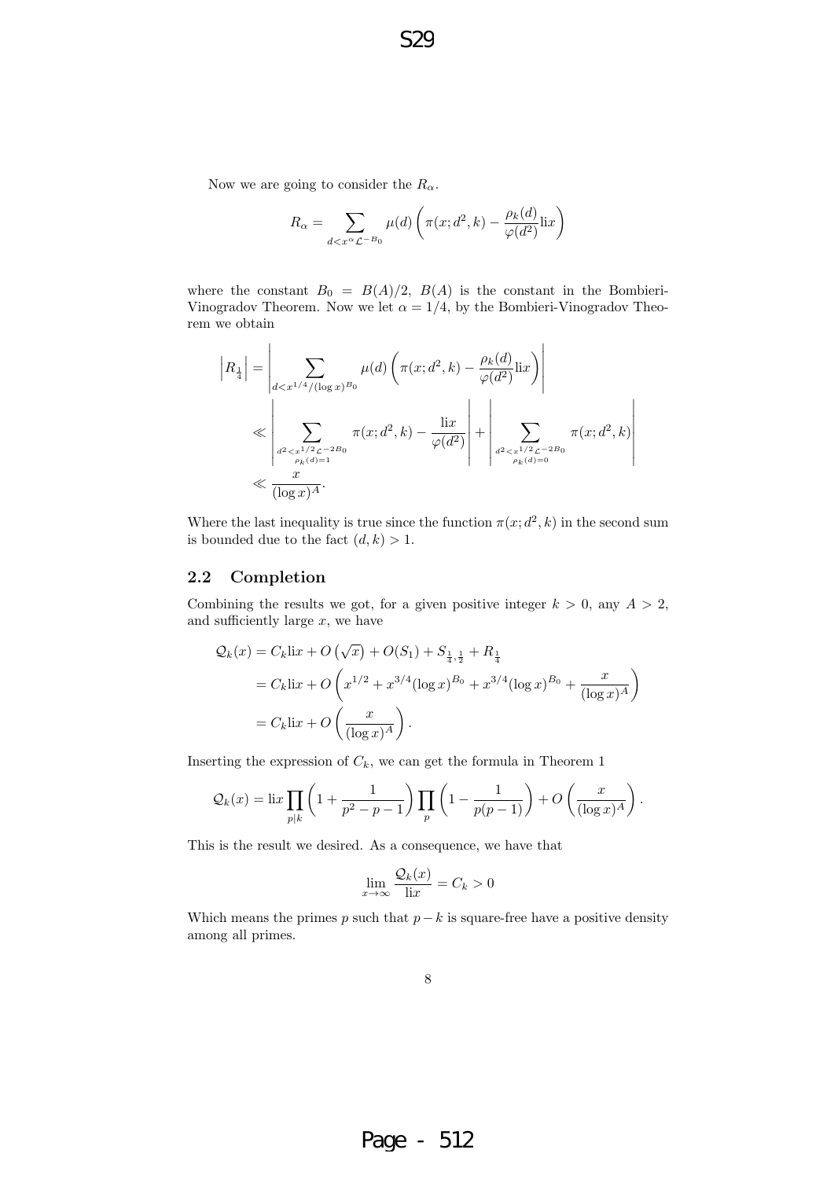Now we are going to consider the $R_\alpha$.

$$R_\alpha = \sum_{d < x^\alpha \mathcal{L}^{-B_0}} \mu(d) \left( \pi(x; d^2, k) - \frac{\rho_k(d)}{\varphi(d^2)} \text{li}x \right)$$

where the constant $B_0 = B(A)/2$, $B(A)$ is the constant in the Bombieri-Vinogradov Theorem. Now we let $\alpha = 1/4$, by the Bombieri-Vinogradov Theorem we obtain

$$\begin{aligned}
\left| R_{\frac{1}{4}} \right| &= \left| \sum_{d < x^{1/4}/(\log x)^{B_0}} \mu(d) \left( \pi(x; d^2, k) - \frac{\rho_k(d)}{\varphi(d^2)} \text{li}x \right) \right| \\
&\ll \left| \sum_{\substack{d^2 < x^{1/2} \mathcal{L}^{-2B_0} \\ \rho_k(d) = 1}} \pi(x; d^2, k) - \frac{\text{li}x}{\varphi(d^2)} \right| + \left| \sum_{\substack{d^2 < x^{1/2} \mathcal{L}^{-2B_0} \\ \rho_k(d) = 0}} \pi(x; d^2, k) \right| \\
&\ll \frac{x}{(\log x)^A}.
\end{aligned}$$

Where the last inequality is true since the function $\pi(x; d^2, k)$ in the second sum is bounded due to the fact $(d, k) > 1$.

### 2.2 Completion

Combining the results we got, for a given positive integer $k > 0$, any $A > 2$, and sufficiently large $x$, we have

$$\begin{aligned}
\mathcal{Q}_k(x) &= C_k \text{li}x + O\left(\sqrt{x}\right) + O(S_1) + S_{\frac{1}{4}, \frac{1}{2}} + R_{\frac{1}{4}} \\
&= C_k \text{li}x + O\left( x^{1/2} + x^{3/4} (\log x)^{B_0} + x^{3/4} (\log x)^{B_0} + \frac{x}{(\log x)^A} \right) \\
&= C_k \text{li}x + O\left( \frac{x}{(\log x)^A} \right).
\end{aligned}$$

Inserting the expression of $C_k$, we can get the formula in Theorem 1

$$\mathcal{Q}_k(x) = \text{li}x \prod_{p|k} \left( 1 + \frac{1}{p^2 - p - 1} \right) \prod_p \left( 1 - \frac{1}{p(p-1)} \right) + O\left( \frac{x}{(\log x)^A} \right).$$

This is the result we desired. As a consequence, we have that

$$\lim_{x \to \infty} \frac{\mathcal{Q}_k(x)}{\text{li}x} = C_k > 0$$

Which means the primes $p$ such that $p - k$ is square-free have a positive density among all primes.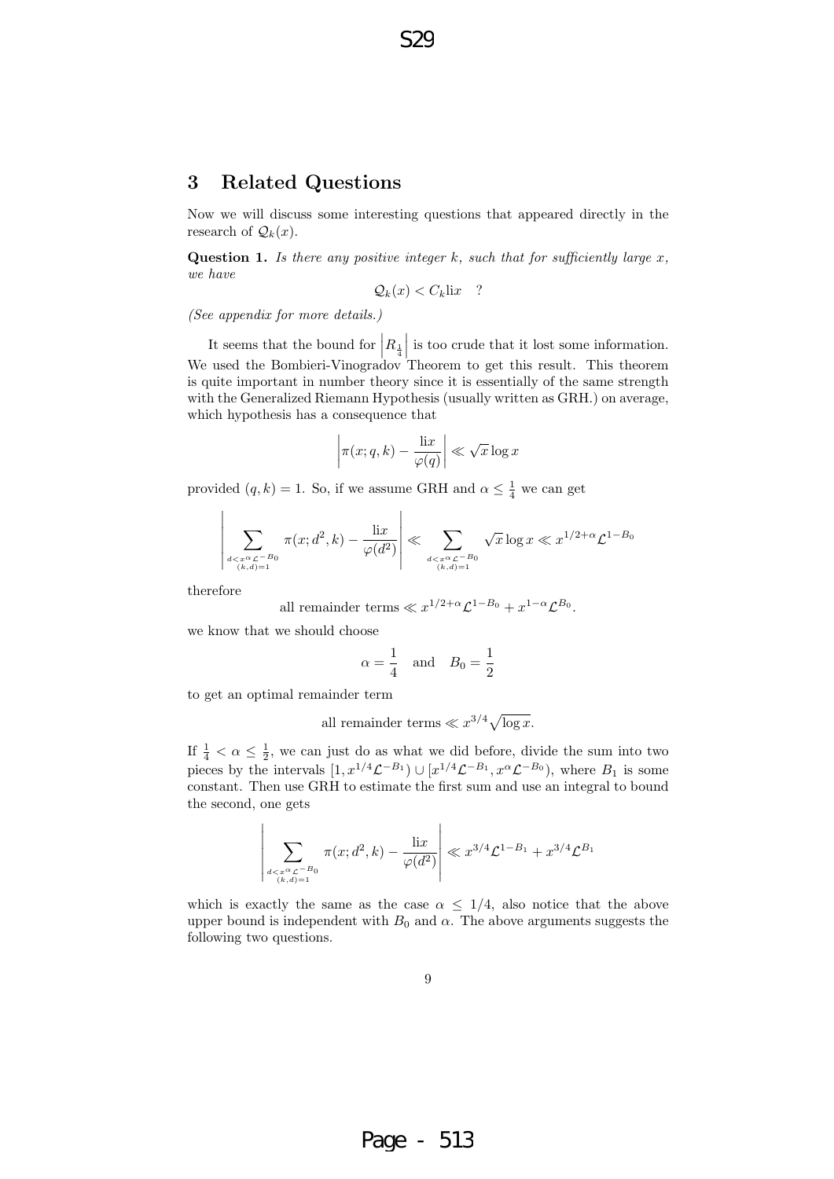## 3 Related Questions

Now we will discuss some interesting questions that appeared directly in the research of $\mathcal{Q}_k(x)$.

**Question 1.** *Is there any positive integer $k$, such that for sufficiently large $x$, we have*

$$\mathcal{Q}_k(x) < C_k \text{li}x \quad ?$$

*(See appendix for more details.)*

It seems that the bound for $\left|R_{\frac{1}{4}}\right|$ is too crude that it lost some information. We used the Bombieri-Vinogradov Theorem to get this result. This theorem is quite important in number theory since it is essentially of the same strength with the Generalized Riemann Hypothesis (usually written as GRH.) on average, which hypothesis has a consequence that

$$\left|\pi(x;q,k) - \frac{\text{li}x}{\varphi(q)}\right| \ll \sqrt{x}\log x$$

provided $(q,k)=1$. So, if we assume GRH and $\alpha \leq \frac{1}{4}$ we can get

$$\left|\sum_{\substack{d < x^{\alpha}\mathcal{L}^{-B_0} \\ (k,d)=1}} \pi(x;d^2,k) - \frac{\text{li}x}{\varphi(d^2)}\right| \ll \sum_{\substack{d < x^{\alpha}\mathcal{L}^{-B_0} \\ (k,d)=1}} \sqrt{x}\log x \ll x^{1/2+\alpha}\mathcal{L}^{1-B_0}$$

therefore

$$\text{all remainder terms} \ll x^{1/2+\alpha}\mathcal{L}^{1-B_0} + x^{1-\alpha}\mathcal{L}^{B_0}.$$

we know that we should choose

$$\alpha = \frac{1}{4} \quad \text{and} \quad B_0 = \frac{1}{2}$$

to get an optimal remainder term

$$\text{all remainder terms} \ll x^{3/4}\sqrt{\log x}.$$

If $\frac{1}{4} < \alpha \leq \frac{1}{2}$, we can just do as what we did before, divide the sum into two pieces by the intervals $[1, x^{1/4}\mathcal{L}^{-B_1}) \cup [x^{1/4}\mathcal{L}^{-B_1}, x^{\alpha}\mathcal{L}^{-B_0})$, where $B_1$ is some constant. Then use GRH to estimate the first sum and use an integral to bound the second, one gets

$$\left|\sum_{\substack{d < x^{\alpha}\mathcal{L}^{-B_0} \\ (k,d)=1}} \pi(x;d^2,k) - \frac{\text{li}x}{\varphi(d^2)}\right| \ll x^{3/4}\mathcal{L}^{1-B_1} + x^{3/4}\mathcal{L}^{B_1}$$

which is exactly the same as the case $\alpha \leq 1/4$, also notice that the above upper bound is independent with $B_0$ and $\alpha$. The above arguments suggests the following two questions.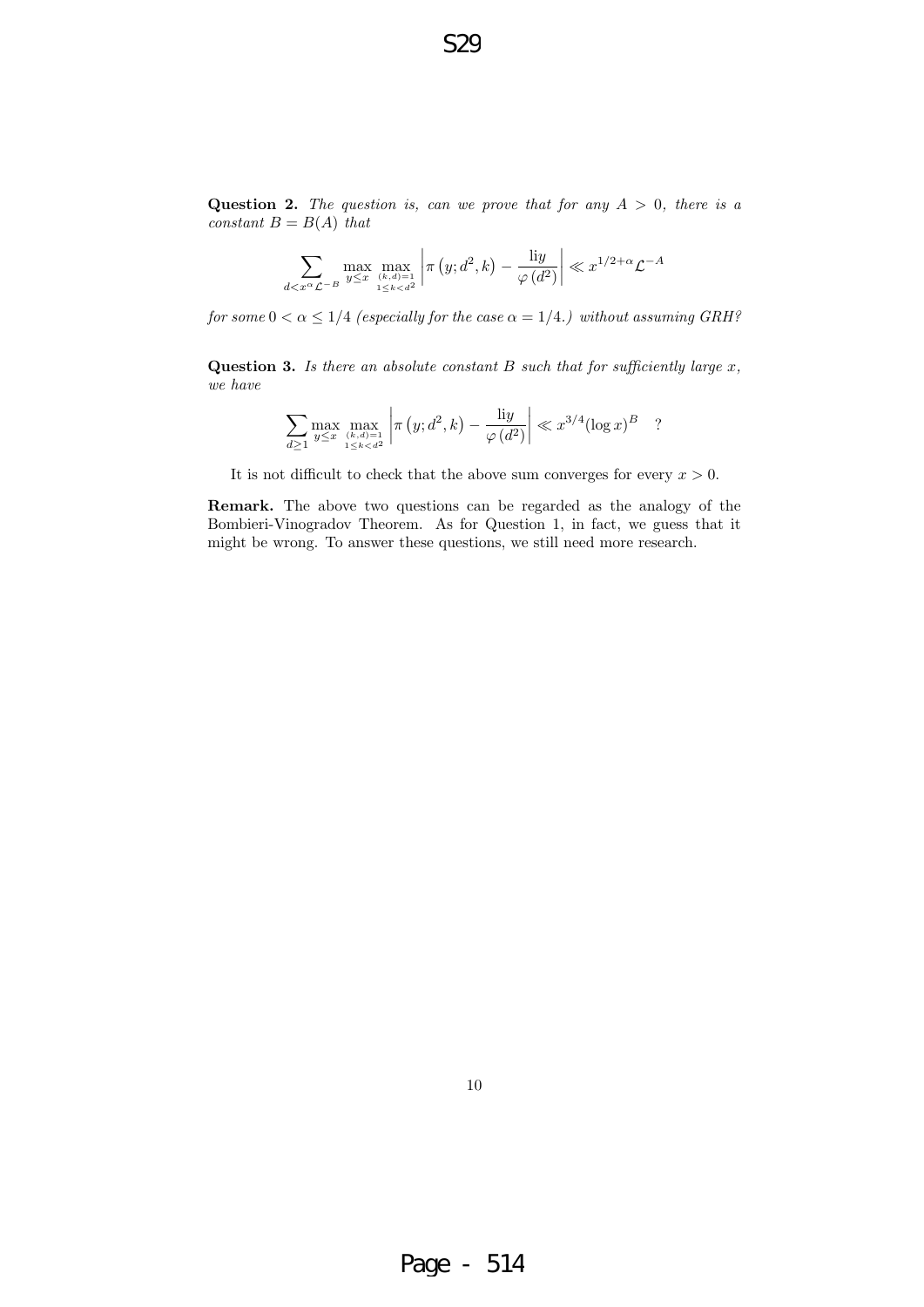**Question 2.** *The question is, can we prove that for any $A > 0$, there is a constant $B = B(A)$ that*

$$\sum_{d<x^{\alpha}\mathcal{L}^{-B}} \max_{y\le x} \max_{\substack{(k,d)=1\\ 1\le k<d^2}} \left|\pi\left(y;d^2,k\right) - \frac{\mathrm{li}y}{\varphi\left(d^2\right)}\right| \ll x^{1/2+\alpha}\mathcal{L}^{-A}$$

*for some $0 < \alpha \le 1/4$ (especially for the case $\alpha = 1/4$.) without assuming GRH?*

**Question 3.** *Is there an absolute constant $B$ such that for sufficiently large $x$, we have*

$$\sum_{d\ge 1} \max_{y\le x} \max_{\substack{(k,d)=1\\ 1\le k<d^2}} \left|\pi\left(y;d^2,k\right) - \frac{\mathrm{li}y}{\varphi\left(d^2\right)}\right| \ll x^{3/4}(\log x)^B \quad ?$$

It is not difficult to check that the above sum converges for every $x > 0$.

**Remark.** The above two questions can be regarded as the analogy of the Bombieri-Vinogradov Theorem. As for Question 1, in fact, we guess that it might be wrong. To answer these questions, we still need more research.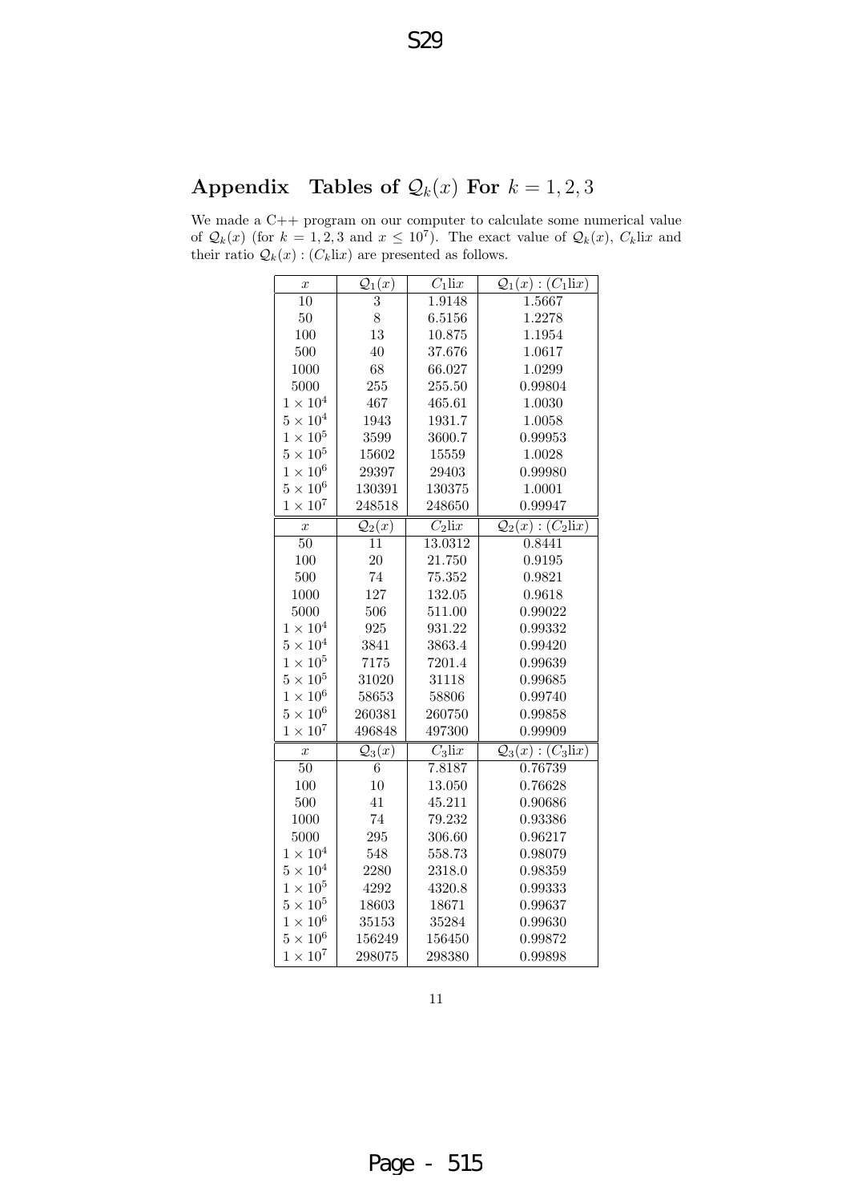## Appendix Tables of $\mathcal{Q}_k(x)$ For $k = 1, 2, 3$

We made a C++ program on our computer to calculate some numerical value of $\mathcal{Q}_k(x)$ (for $k = 1, 2, 3$ and $x \le 10^7$). The exact value of $\mathcal{Q}_k(x)$, $C_k \mathrm{li} x$ and their ratio $\mathcal{Q}_k(x) : (C_k \mathrm{li} x)$ are presented as follows.

| $x$ | $\mathcal{Q}_1(x)$ | $C_1 \mathrm{li} x$ | $\mathcal{Q}_1(x) : (C_1 \mathrm{li} x)$ |
|---|---|---|---|
| 10 | 3 | 1.9148 | 1.5667 |
| 50 | 8 | 6.5156 | 1.2278 |
| 100 | 13 | 10.875 | 1.1954 |
| 500 | 40 | 37.676 | 1.0617 |
| 1000 | 68 | 66.027 | 1.0299 |
| 5000 | 255 | 255.50 | 0.99804 |
| $1 \times 10^4$ | 467 | 465.61 | 1.0030 |
| $5 \times 10^4$ | 1943 | 1931.7 | 1.0058 |
| $1 \times 10^5$ | 3599 | 3600.7 | 0.99953 |
| $5 \times 10^5$ | 15602 | 15559 | 1.0028 |
| $1 \times 10^6$ | 29397 | 29403 | 0.99980 |
| $5 \times 10^6$ | 130391 | 130375 | 1.0001 |
| $1 \times 10^7$ | 248518 | 248650 | 0.99947 |
| $x$ | $\mathcal{Q}_2(x)$ | $C_2 \mathrm{li} x$ | $\mathcal{Q}_2(x) : (C_2 \mathrm{li} x)$ |
| 50 | 11 | 13.0312 | 0.8441 |
| 100 | 20 | 21.750 | 0.9195 |
| 500 | 74 | 75.352 | 0.9821 |
| 1000 | 127 | 132.05 | 0.9618 |
| 5000 | 506 | 511.00 | 0.99022 |
| $1 \times 10^4$ | 925 | 931.22 | 0.99332 |
| $5 \times 10^4$ | 3841 | 3863.4 | 0.99420 |
| $1 \times 10^5$ | 7175 | 7201.4 | 0.99639 |
| $5 \times 10^5$ | 31020 | 31118 | 0.99685 |
| $1 \times 10^6$ | 58653 | 58806 | 0.99740 |
| $5 \times 10^6$ | 260381 | 260750 | 0.99858 |
| $1 \times 10^7$ | 496848 | 497300 | 0.99909 |
| $x$ | $\mathcal{Q}_3(x)$ | $C_3 \mathrm{li} x$ | $\mathcal{Q}_3(x) : (C_3 \mathrm{li} x)$ |
| 50 | 6 | 7.8187 | 0.76739 |
| 100 | 10 | 13.050 | 0.76628 |
| 500 | 41 | 45.211 | 0.90686 |
| 1000 | 74 | 79.232 | 0.93386 |
| 5000 | 295 | 306.60 | 0.96217 |
| $1 \times 10^4$ | 548 | 558.73 | 0.98079 |
| $5 \times 10^4$ | 2280 | 2318.0 | 0.98359 |
| $1 \times 10^5$ | 4292 | 4320.8 | 0.99333 |
| $5 \times 10^5$ | 18603 | 18671 | 0.99637 |
| $1 \times 10^6$ | 35153 | 35284 | 0.99630 |
| $5 \times 10^6$ | 156249 | 156450 | 0.99872 |
| $1 \times 10^7$ | 298075 | 298380 | 0.99898 |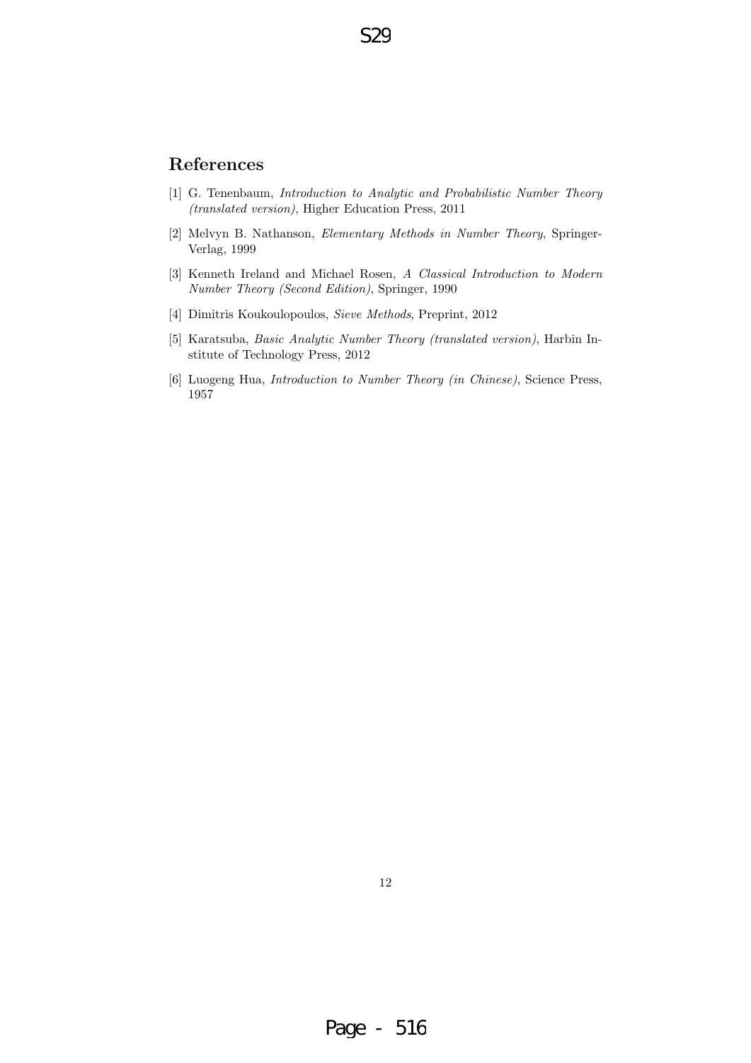## References

[1] G. Tenenbaum, *Introduction to Analytic and Probabilistic Number Theory (translated version)*, Higher Education Press, 2011

[2] Melvyn B. Nathanson, *Elementary Methods in Number Theory*, Springer-Verlag, 1999

[3] Kenneth Ireland and Michael Rosen, *A Classical Introduction to Modern Number Theory (Second Edition)*, Springer, 1990

[4] Dimitris Koukoulopoulos, *Sieve Methods*, Preprint, 2012

[5] Karatsuba, *Basic Analytic Number Theory (translated version)*, Harbin Institute of Technology Press, 2012

[6] Luogeng Hua, *Introduction to Number Theory (in Chinese)*, Science Press, 1957